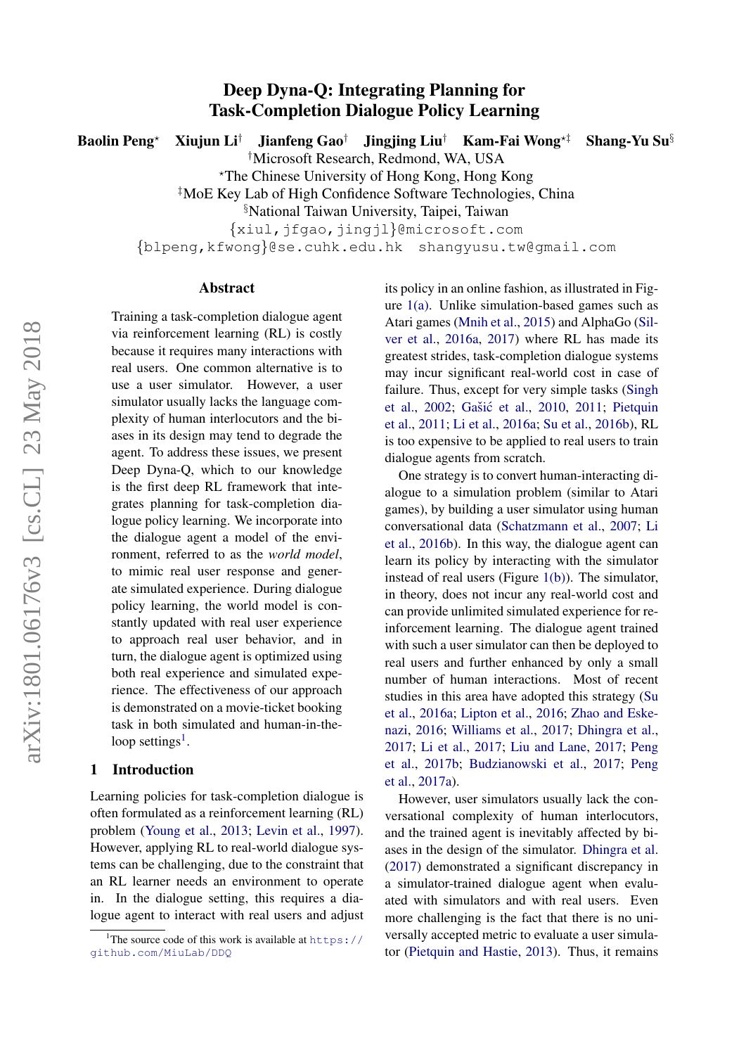# Deep Dyna-Q: Integrating Planning for Task-Completion Dialogue Policy Learning

**Baolin Peng**[⋆] **Xiujun Li**[†] **Jianfeng Gao**[†] **Jingjing Liu**[†] **Kam-Fai Wong**[⋆‡] **Shang-Yu Su**[§]

[†]Microsoft Research, Redmond, WA, USA

[⋆]The Chinese University of Hong Kong, Hong Kong

[‡]MoE Key Lab of High Confidence Software Technologies, China

[§]National Taiwan University, Taipei, Taiwan

{xiul,jfgao,jingjl}@microsoft.com

{blpeng,kfwong}@se.cuhk.edu.hk shangyusu.tw@gmail.com

## Abstract

Training a task-completion dialogue agent via reinforcement learning (RL) is costly because it requires many interactions with real users. One common alternative is to use a user simulator. However, a user simulator usually lacks the language complexity of human interlocutors and the biases in its design may tend to degrade the agent. To address these issues, we present Deep Dyna-Q, which to our knowledge is the first deep RL framework that integrates planning for task-completion dialogue policy learning. We incorporate into the dialogue agent a model of the environment, referred to as the *world model*, to mimic real user response and generate simulated experience. During dialogue policy learning, the world model is constantly updated with real user experience to approach real user behavior, and in turn, the dialogue agent is optimized using both real experience and simulated experience. The effectiveness of our approach is demonstrated on a movie-ticket booking task in both simulated and human-in-the-loop settings[1].

## 1 Introduction

Learning policies for task-completion dialogue is often formulated as a reinforcement learning (RL) problem (Young et al., 2013; Levin et al., 1997). However, applying RL to real-world dialogue systems can be challenging, due to the constraint that an RL learner needs an environment to operate in. In the dialogue setting, this requires a dialogue agent to interact with real users and adjust its policy in an online fashion, as illustrated in Figure 1(a). Unlike simulation-based games such as Atari games (Mnih et al., 2015) and AlphaGo (Silver et al., 2016a, 2017) where RL has made its greatest strides, task-completion dialogue systems may incur significant real-world cost in case of failure. Thus, except for very simple tasks (Singh et al., 2002; Gašić et al., 2010, 2011; Pietquin et al., 2011; Li et al., 2016a; Su et al., 2016b), RL is too expensive to be applied to real users to train dialogue agents from scratch.

One strategy is to convert human-interacting dialogue to a simulation problem (similar to Atari games), by building a user simulator using human conversational data (Schatzmann et al., 2007; Li et al., 2016b). In this way, the dialogue agent can learn its policy by interacting with the simulator instead of real users (Figure 1(b)). The simulator, in theory, does not incur any real-world cost and can provide unlimited simulated experience for reinforcement learning. The dialogue agent trained with such a user simulator can then be deployed to real users and further enhanced by only a small number of human interactions. Most of recent studies in this area have adopted this strategy (Su et al., 2016a; Lipton et al., 2016; Zhao and Eskenazi, 2016; Williams et al., 2017; Dhingra et al., 2017; Li et al., 2017; Liu and Lane, 2017; Peng et al., 2017b; Budzianowski et al., 2017; Peng et al., 2017a).

However, user simulators usually lack the conversational complexity of human interlocutors, and the trained agent is inevitably affected by biases in the design of the simulator. Dhingra et al. (2017) demonstrated a significant discrepancy in a simulator-trained dialogue agent when evaluated with simulators and with real users. Even more challenging is the fact that there is no universally accepted metric to evaluate a user simulator (Pietquin and Hastie, 2013). Thus, it remains

[1]The source code of this work is available at https://github.com/MiuLab/DDQ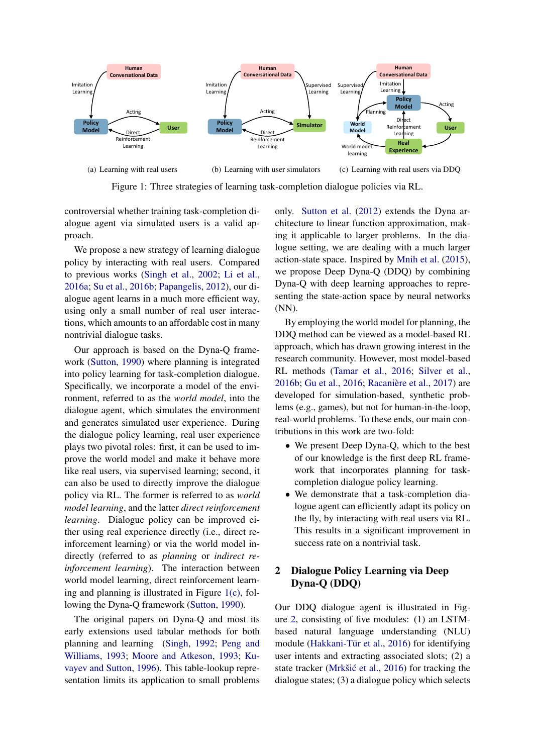(a) Learning with real users (b) Learning with user simulators (c) Learning with real users via DDQ

Figure 1: Three strategies of learning task-completion dialogue policies via RL.

controversial whether training task-completion dialogue agent via simulated users is a valid approach.

We propose a new strategy of learning dialogue policy by interacting with real users. Compared to previous works (Singh et al., 2002; Li et al., 2016a; Su et al., 2016b; Papangelis, 2012), our dialogue agent learns in a much more efficient way, using only a small number of real user interactions, which amounts to an affordable cost in many nontrivial dialogue tasks.

Our approach is based on the Dyna-Q framework (Sutton, 1990) where planning is integrated into policy learning for task-completion dialogue. Specifically, we incorporate a model of the environment, referred to as the *world model*, into the dialogue agent, which simulates the environment and generates simulated user experience. During the dialogue policy learning, real user experience plays two pivotal roles: first, it can be used to improve the world model and make it behave more like real users, via supervised learning; second, it can also be used to directly improve the dialogue policy via RL. The former is referred to as *world model learning*, and the latter *direct reinforcement learning*. Dialogue policy can be improved either using real experience directly (i.e., direct reinforcement learning) or via the world model indirectly (referred to as *planning* or *indirect reinforcement learning*). The interaction between world model learning, direct reinforcement learning and planning is illustrated in Figure 1(c), following the Dyna-Q framework (Sutton, 1990).

The original papers on Dyna-Q and most its early extensions used tabular methods for both planning and learning (Singh, 1992; Peng and Williams, 1993; Moore and Atkeson, 1993; Kuvayev and Sutton, 1996). This table-lookup representation limits its application to small problems only. Sutton et al. (2012) extends the Dyna architecture to linear function approximation, making it applicable to larger problems. In the dialogue setting, we are dealing with a much larger action-state space. Inspired by Mnih et al. (2015), we propose Deep Dyna-Q (DDQ) by combining Dyna-Q with deep learning approaches to representing the state-action space by neural networks (NN).

By employing the world model for planning, the DDQ method can be viewed as a model-based RL approach, which has drawn growing interest in the research community. However, most model-based RL methods (Tamar et al., 2016; Silver et al., 2016b; Gu et al., 2016; Racanière et al., 2017) are developed for simulation-based, synthetic problems (e.g., games), but not for human-in-the-loop, real-world problems. To these ends, our main contributions in this work are two-fold:

- We present Deep Dyna-Q, which to the best of our knowledge is the first deep RL framework that incorporates planning for task-completion dialogue policy learning.
- We demonstrate that a task-completion dialogue agent can efficiently adapt its policy on the fly, by interacting with real users via RL. This results in a significant improvement in success rate on a nontrivial task.

## 2 Dialogue Policy Learning via Deep Dyna-Q (DDQ)

Our DDQ dialogue agent is illustrated in Figure 2, consisting of five modules: (1) an LSTM-based natural language understanding (NLU) module (Hakkani-Tür et al., 2016) for identifying user intents and extracting associated slots; (2) a state tracker (Mrkšić et al., 2016) for tracking the dialogue states; (3) a dialogue policy which selects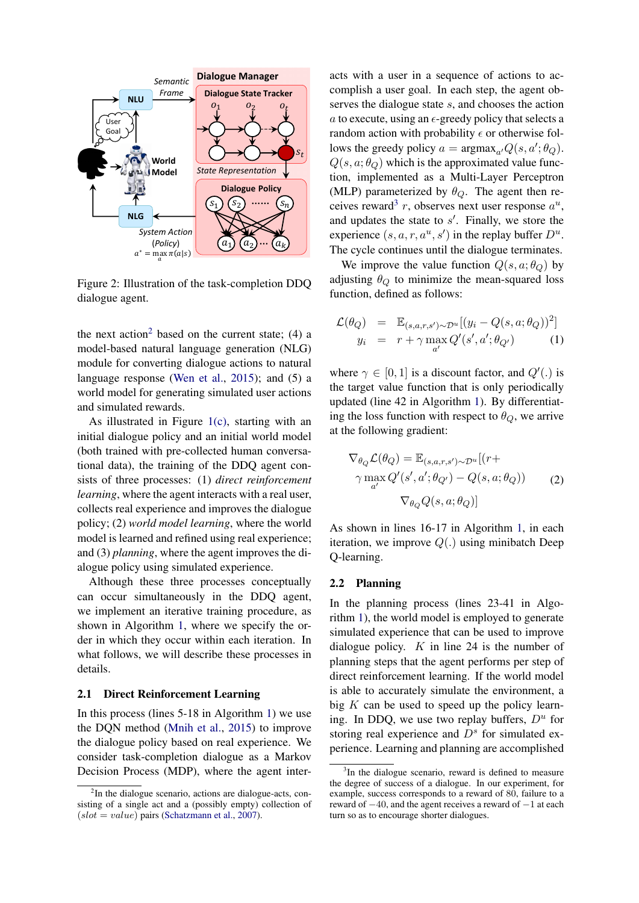Figure 2: Illustration of the task-completion DDQ dialogue agent.

the next action[2] based on the current state; (4) a model-based natural language generation (NLG) module for converting dialogue actions to natural language response (Wen et al., 2015); and (5) a world model for generating simulated user actions and simulated rewards.

As illustrated in Figure 1(c), starting with an initial dialogue policy and an initial world model (both trained with pre-collected human conversational data), the training of the DDQ agent consists of three processes: (1) *direct reinforcement learning*, where the agent interacts with a real user, collects real experience and improves the dialogue policy; (2) *world model learning*, where the world model is learned and refined using real experience; and (3) *planning*, where the agent improves the dialogue policy using simulated experience.

Although these three processes conceptually can occur simultaneously in the DDQ agent, we implement an iterative training procedure, as shown in Algorithm 1, where we specify the order in which they occur within each iteration. In what follows, we will describe these processes in details.

## 2.1 Direct Reinforcement Learning

In this process (lines 5-18 in Algorithm 1) we use the DQN method (Mnih et al., 2015) to improve the dialogue policy based on real experience. We consider task-completion dialogue as a Markov Decision Process (MDP), where the agent interacts with a user in a sequence of actions to accomplish a user goal. In each step, the agent observes the dialogue state $s$, and chooses the action $a$ to execute, using an $\epsilon$-greedy policy that selects a random action with probability $\epsilon$ or otherwise follows the greedy policy $a = \text{argmax}_{a'} Q(s, a'; \theta_Q)$. $Q(s, a; \theta_Q)$ which is the approximated value function, implemented as a Multi-Layer Perceptron (MLP) parameterized by $\theta_Q$. The agent then receives reward[3] $r$, observes next user response $a^u$, and updates the state to $s'$. Finally, we store the experience $(s, a, r, a^u, s')$ in the replay buffer $D^u$. The cycle continues until the dialogue terminates.

We improve the value function $Q(s, a; \theta_Q)$ by adjusting $\theta_Q$ to minimize the mean-squared loss function, defined as follows:

$$
\begin{aligned}
\mathcal{L}(\theta_Q) &= \mathbb{E}_{(s,a,r,s') \sim \mathcal{D}^u}[(y_i - Q(s, a; \theta_Q))^2] \\
y_i &= r + \gamma \max_{a'} Q'(s', a'; \theta_{Q'}) \qquad (1)
\end{aligned}
$$

where $\gamma \in [0, 1]$ is a discount factor, and $Q'(.)$ is the target value function that is only periodically updated (line 42 in Algorithm 1). By differentiating the loss function with respect to $\theta_Q$, we arrive at the following gradient:

$$
\begin{aligned}
\nabla_{\theta_Q} \mathcal{L}(\theta_Q) = \mathbb{E}_{(s,a,r,s') \sim \mathcal{D}^u}[(r + \\
\gamma \max_{a'} Q'(s', a'; \theta_{Q'}) - Q(s, a; \theta_Q)) \qquad (2) \\
\nabla_{\theta_Q} Q(s, a; \theta_Q)]
\end{aligned}
$$

As shown in lines 16-17 in Algorithm 1, in each iteration, we improve $Q(.)$ using minibatch Deep Q-learning.

## 2.2 Planning

In the planning process (lines 23-41 in Algorithm 1), the world model is employed to generate simulated experience that can be used to improve dialogue policy. $K$ in line 24 is the number of planning steps that the agent performs per step of direct reinforcement learning. If the world model is able to accurately simulate the environment, a big $K$ can be used to speed up the policy learning. In DDQ, we use two replay buffers, $D^u$ for storing real experience and $D^s$ for simulated experience. Learning and planning are accomplished

[2] In the dialogue scenario, actions are dialogue-acts, consisting of a single act and a (possibly empty) collection of $(slot = value)$ pairs (Schatzmann et al., 2007).

[3] In the dialogue scenario, reward is defined to measure the degree of success of a dialogue. In our experiment, for example, success corresponds to a reward of 80, failure to a reward of $-40$, and the agent receives a reward of $-1$ at each turn so as to encourage shorter dialogues.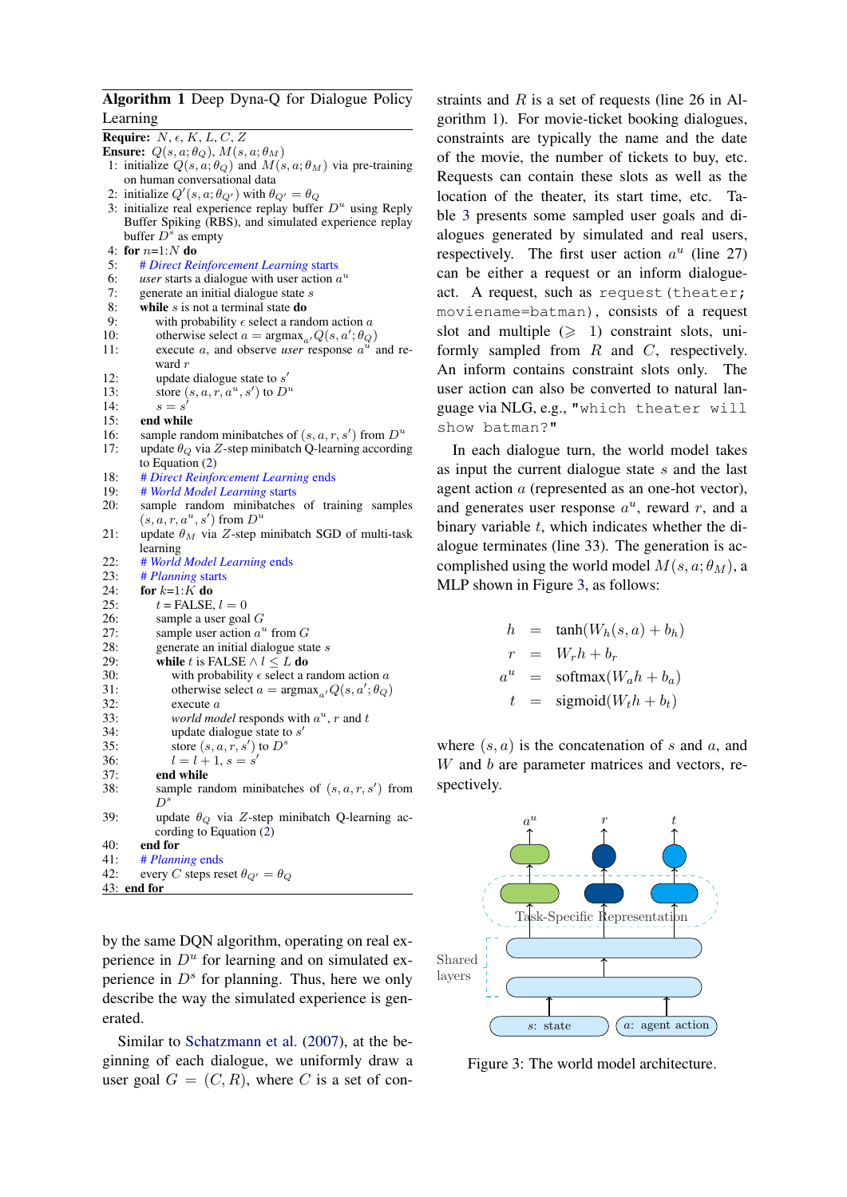**Algorithm 1** Deep Dyna-Q for Dialogue Policy Learning

**Require:** $N, \epsilon, K, L, C, Z$
**Ensure:** $Q(s, a; \theta_Q)$, $M(s, a; \theta_M)$

1: initialize $Q(s, a; \theta_Q)$ and $M(s, a; \theta_M)$ via pre-training on human conversational data
2: initialize $Q'(s, a; \theta_{Q'})$ with $\theta_{Q'} = \theta_Q$
3: initialize real experience replay buffer $D^u$ using Reply Buffer Spiking (RBS), and simulated experience replay buffer $D^s$ as empty
4: **for** $n$=1:$N$ **do**
5: &nbsp;&nbsp;*# Direct Reinforcement Learning starts*
6: &nbsp;&nbsp;*user* starts a dialogue with user action $a^u$
7: &nbsp;&nbsp;generate an initial dialogue state $s$
8: &nbsp;&nbsp;**while** $s$ is not a terminal state **do**
9: &nbsp;&nbsp;&nbsp;&nbsp;with probability $\epsilon$ select a random action $a$
10: &nbsp;&nbsp;&nbsp;&nbsp;otherwise select $a = \text{argmax}_{a'} Q(s, a'; \theta_Q)$
11: &nbsp;&nbsp;&nbsp;&nbsp;execute $a$, and observe *user* response $a^u$ and reward $r$
12: &nbsp;&nbsp;&nbsp;&nbsp;update dialogue state to $s'$
13: &nbsp;&nbsp;&nbsp;&nbsp;store $(s, a, r, a^u, s')$ to $D^u$
14: &nbsp;&nbsp;&nbsp;&nbsp;$s = s'$
15: &nbsp;&nbsp;**end while**
16: &nbsp;&nbsp;sample random minibatches of $(s, a, r, s')$ from $D^u$
17: &nbsp;&nbsp;update $\theta_Q$ via $Z$-step minibatch Q-learning according to Equation (2)
18: &nbsp;&nbsp;*# Direct Reinforcement Learning ends*
19: &nbsp;&nbsp;*# World Model Learning starts*
20: &nbsp;&nbsp;sample random minibatches of training samples $(s, a, r, a^u, s')$ from $D^u$
21: &nbsp;&nbsp;update $\theta_M$ via $Z$-step minibatch SGD of multi-task learning
22: &nbsp;&nbsp;*# World Model Learning ends*
23: &nbsp;&nbsp;*# Planning starts*
24: &nbsp;&nbsp;**for** $k$=1:$K$ **do**
25: &nbsp;&nbsp;&nbsp;&nbsp;$t$ = FALSE, $l = 0$
26: &nbsp;&nbsp;&nbsp;&nbsp;sample a user goal $G$
27: &nbsp;&nbsp;&nbsp;&nbsp;sample user action $a^u$ from $G$
28: &nbsp;&nbsp;&nbsp;&nbsp;generate an initial dialogue state $s$
29: &nbsp;&nbsp;&nbsp;&nbsp;**while** $t$ is FALSE $\wedge$ $l \le L$ **do**
30: &nbsp;&nbsp;&nbsp;&nbsp;&nbsp;&nbsp;with probability $\epsilon$ select a random action $a$
31: &nbsp;&nbsp;&nbsp;&nbsp;&nbsp;&nbsp;otherwise select $a = \text{argmax}_{a'} Q(s, a'; \theta_Q)$
32: &nbsp;&nbsp;&nbsp;&nbsp;&nbsp;&nbsp;execute $a$
33: &nbsp;&nbsp;&nbsp;&nbsp;&nbsp;&nbsp;*world model* responds with $a^u$, $r$ and $t$
34: &nbsp;&nbsp;&nbsp;&nbsp;&nbsp;&nbsp;update dialogue state to $s'$
35: &nbsp;&nbsp;&nbsp;&nbsp;&nbsp;&nbsp;store $(s, a, r, s')$ to $D^s$
36: &nbsp;&nbsp;&nbsp;&nbsp;&nbsp;&nbsp;$l = l + 1$, $s = s'$
37: &nbsp;&nbsp;&nbsp;&nbsp;**end while**
38: &nbsp;&nbsp;&nbsp;&nbsp;sample random minibatches of $(s, a, r, s')$ from $D^s$
39: &nbsp;&nbsp;&nbsp;&nbsp;update $\theta_Q$ via $Z$-step minibatch Q-learning according to Equation (2)
40: &nbsp;&nbsp;**end for**
41: &nbsp;&nbsp;*# Planning ends*
42: &nbsp;&nbsp;every $C$ steps reset $\theta_{Q'} = \theta_Q$
43: **end for**

by the same DQN algorithm, operating on real experience in $D^u$ for learning and on simulated experience in $D^s$ for planning. Thus, here we only describe the way the simulated experience is generated.

Similar to Schatzmann et al. (2007), at the beginning of each dialogue, we uniformly draw a user goal $G = (C, R)$, where $C$ is a set of constraints and $R$ is a set of requests (line 26 in Algorithm 1). For movie-ticket booking dialogues, constraints are typically the name and the date of the movie, the number of tickets to buy, etc. Requests can contain these slots as well as the location of the theater, its start time, etc. Table 3 presents some sampled user goals and dialogues generated by simulated and real users, respectively. The first user action $a^u$ (line 27) can be either a request or an inform dialogue-act. A request, such as `request(theater; moviename=batman)`, consists of a request slot and multiple ($\geqslant$ 1) constraint slots, uniformly sampled from $R$ and $C$, respectively. An inform contains constraint slots only. The user action can also be converted to natural language via NLG, e.g., `"which theater will show batman?"`

In each dialogue turn, the world model takes as input the current dialogue state $s$ and the last agent action $a$ (represented as an one-hot vector), and generates user response $a^u$, reward $r$, and a binary variable $t$, which indicates whether the dialogue terminates (line 33). The generation is accomplished using the world model $M(s, a; \theta_M)$, a MLP shown in Figure 3, as follows:

$$
\begin{aligned}
h &= \tanh(W_h(s, a) + b_h) \\
r &= W_r h + b_r \\
a^u &= \text{softmax}(W_a h + b_a) \\
t &= \text{sigmoid}(W_t h + b_t)
\end{aligned}
$$

where $(s, a)$ is the concatenation of $s$ and $a$, and $W$ and $b$ are parameter matrices and vectors, respectively.

Figure 3: The world model architecture.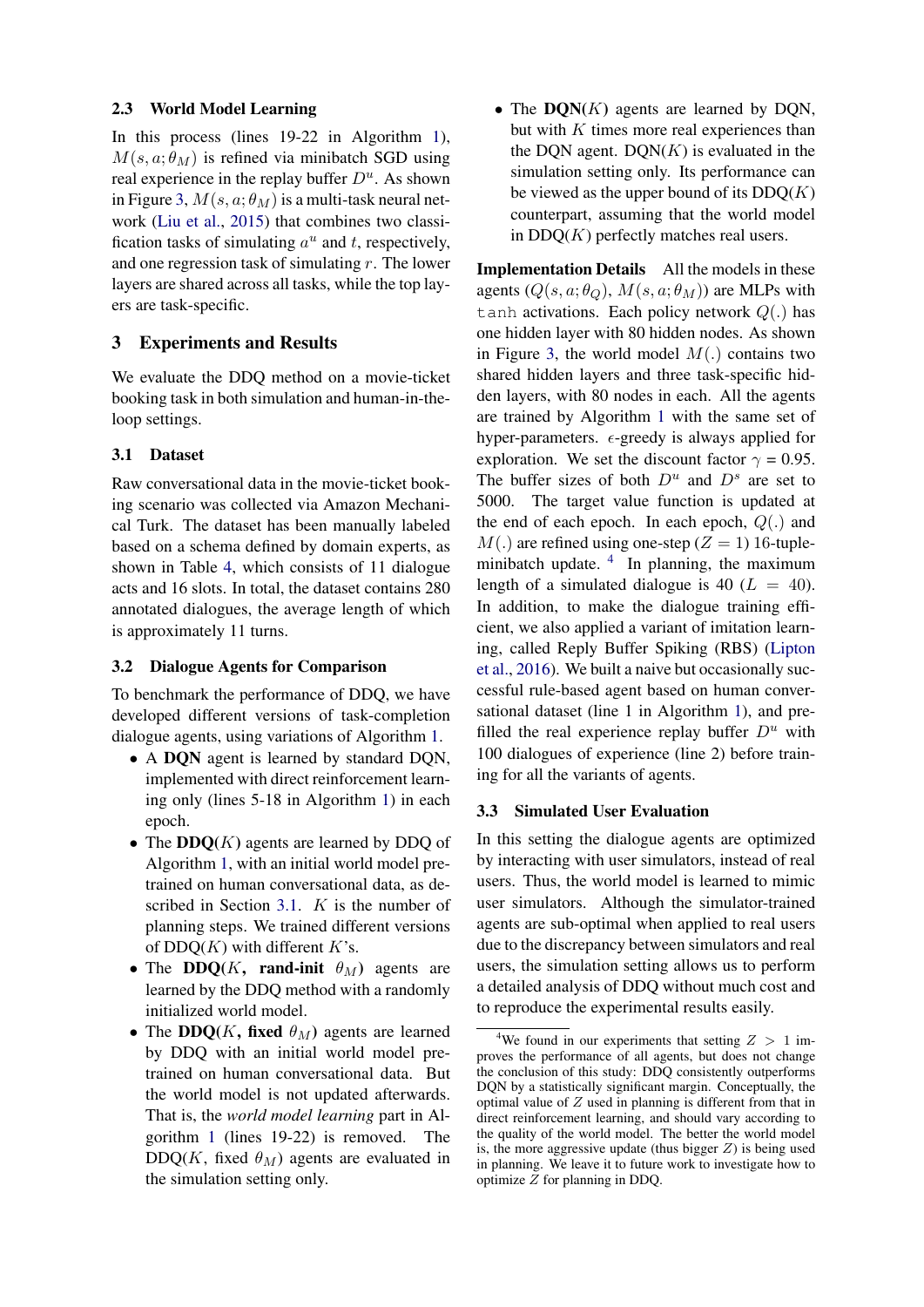### 2.3 World Model Learning

In this process (lines 19-22 in Algorithm 1), $M(s, a; \theta_M)$ is refined via minibatch SGD using real experience in the replay buffer $D^u$. As shown in Figure 3, $M(s, a; \theta_M)$ is a multi-task neural network (Liu et al., 2015) that combines two classification tasks of simulating $a^u$ and $t$, respectively, and one regression task of simulating $r$. The lower layers are shared across all tasks, while the top layers are task-specific.

## 3 Experiments and Results

We evaluate the DDQ method on a movie-ticket booking task in both simulation and human-in-the-loop settings.

### 3.1 Dataset

Raw conversational data in the movie-ticket booking scenario was collected via Amazon Mechanical Turk. The dataset has been manually labeled based on a schema defined by domain experts, as shown in Table 4, which consists of 11 dialogue acts and 16 slots. In total, the dataset contains 280 annotated dialogues, the average length of which is approximately 11 turns.

### 3.2 Dialogue Agents for Comparison

To benchmark the performance of DDQ, we have developed different versions of task-completion dialogue agents, using variations of Algorithm 1.

- A **DQN** agent is learned by standard DQN, implemented with direct reinforcement learning only (lines 5-18 in Algorithm 1) in each epoch.
- The **DDQ**($K$) agents are learned by DDQ of Algorithm 1, with an initial world model pre-trained on human conversational data, as described in Section 3.1. $K$ is the number of planning steps. We trained different versions of DDQ($K$) with different $K$'s.
- The **DDQ**($K$**, rand-init** $\theta_M$) agents are learned by the DDQ method with a randomly initialized world model.
- The **DDQ**($K$**, fixed** $\theta_M$) agents are learned by DDQ with an initial world model pre-trained on human conversational data. But the world model is not updated afterwards. That is, the *world model learning* part in Algorithm 1 (lines 19-22) is removed. The DDQ($K$, fixed $\theta_M$) agents are evaluated in the simulation setting only.
- The **DQN**($K$) agents are learned by DQN, but with $K$ times more real experiences than the DQN agent. DQN($K$) is evaluated in the simulation setting only. Its performance can be viewed as the upper bound of its DDQ($K$) counterpart, assuming that the world model in DDQ($K$) perfectly matches real users.

**Implementation Details** All the models in these agents ($Q(s, a; \theta_Q)$, $M(s, a; \theta_M)$) are MLPs with `tanh` activations. Each policy network $Q(.)$ has one hidden layer with 80 hidden nodes. As shown in Figure 3, the world model $M(.)$ contains two shared hidden layers and three task-specific hidden layers, with 80 nodes in each. All the agents are trained by Algorithm 1 with the same set of hyper-parameters. $\epsilon$-greedy is always applied for exploration. We set the discount factor $\gamma$ = 0.95. The buffer sizes of both $D^u$ and $D^s$ are set to 5000. The target value function is updated at the end of each epoch. In each epoch, $Q(.)$ and $M(.)$ are refined using one-step ($Z = 1$) 16-tuple-minibatch update. [4] In planning, the maximum length of a simulated dialogue is 40 ($L = 40$). In addition, to make the dialogue training efficient, we also applied a variant of imitation learning, called Reply Buffer Spiking (RBS) (Lipton et al., 2016). We built a naive but occasionally successful rule-based agent based on human conversational dataset (line 1 in Algorithm 1), and pre-filled the real experience replay buffer $D^u$ with 100 dialogues of experience (line 2) before training for all the variants of agents.

### 3.3 Simulated User Evaluation

In this setting the dialogue agents are optimized by interacting with user simulators, instead of real users. Thus, the world model is learned to mimic user simulators. Although the simulator-trained agents are sub-optimal when applied to real users due to the discrepancy between simulators and real users, the simulation setting allows us to perform a detailed analysis of DDQ without much cost and to reproduce the experimental results easily.

[4] We found in our experiments that setting $Z > 1$ improves the performance of all agents, but does not change the conclusion of this study: DDQ consistently outperforms DQN by a statistically significant margin. Conceptually, the optimal value of $Z$ used in planning is different from that in direct reinforcement learning, and should vary according to the quality of the world model. The better the world model is, the more aggressive update (thus bigger $Z$) is being used in planning. We leave it to future work to investigate how to optimize $Z$ for planning in DDQ.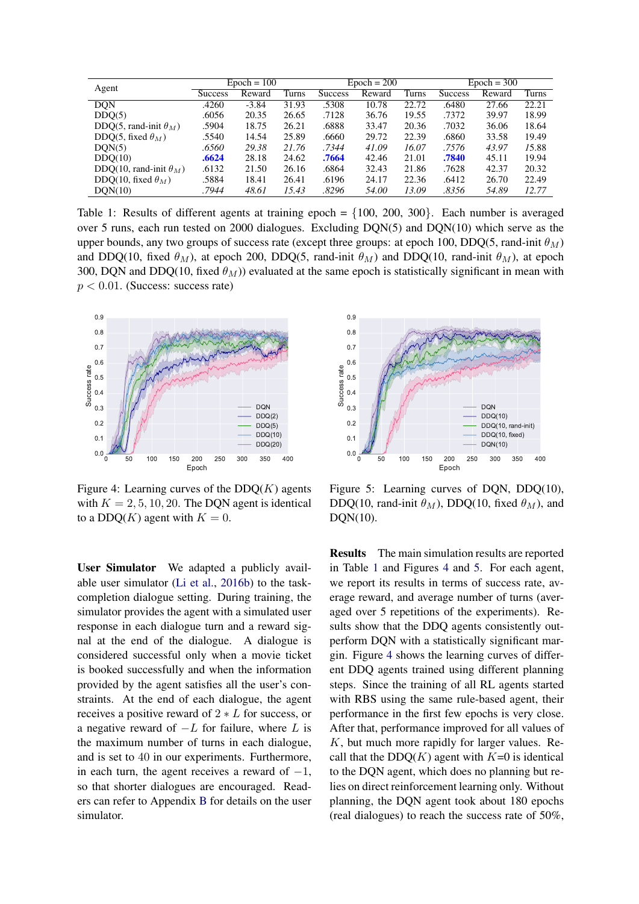| Agent | Epoch = 100 | | | Epoch = 200 | | | Epoch = 300 | | |
|---|---|---|---|---|---|---|---|---|---|
| | Success | Reward | Turns | Success | Reward | Turns | Success | Reward | Turns |
| DQN | .4260 | -3.84 | 31.93 | .5308 | 10.78 | 22.72 | .6480 | 27.66 | 22.21 |
| DDQ(5) | .6056 | 20.35 | 26.65 | .7128 | 36.76 | 19.55 | .7372 | 39.97 | 18.99 |
| DDQ(5, rand-init $\theta_M$) | .5904 | 18.75 | 26.21 | .6888 | 33.47 | 20.36 | .7032 | 36.06 | 18.64 |
| DDQ(5, fixed $\theta_M$) | .5540 | 14.54 | 25.89 | .6660 | 29.72 | 22.39 | .6860 | 33.58 | 19.49 |
| DQN(5) | *.6560* | *29.38* | *21.76* | *.7344* | *41.09* | *16.07* | *.7576* | *43.97* | *15.88* |
| DDQ(10) | **.6624** | 28.18 | 24.62 | **.7664** | 42.46 | 21.01 | **.7840** | 45.11 | 19.94 |
| DDQ(10, rand-init $\theta_M$) | .6132 | 21.50 | 26.16 | .6864 | 32.43 | 21.86 | .7628 | 42.37 | 20.32 |
| DDQ(10, fixed $\theta_M$) | .5884 | 18.41 | 26.41 | .6196 | 24.17 | 22.36 | .6412 | 26.70 | 22.49 |
| DQN(10) | *.7944* | *48.61* | *15.43* | *.8296* | *54.00* | *13.09* | *.8356* | *54.89* | *12.77* |

Table 1: Results of different agents at training epoch = $\{100, 200, 300\}$. Each number is averaged over 5 runs, each run tested on 2000 dialogues. Excluding DQN(5) and DQN(10) which serve as the upper bounds, any two groups of success rate (except three groups: at epoch 100, DDQ(5, rand-init $\theta_M$) and DDQ(10, fixed $\theta_M$), at epoch 200, DDQ(5, rand-init $\theta_M$) and DDQ(10, rand-init $\theta_M$), at epoch 300, DQN and DDQ(10, fixed $\theta_M$)) evaluated at the same epoch is statistically significant in mean with $p < 0.01$. (Success: success rate)

Figure 4: Learning curves of the DDQ($K$) agents with $K = 2, 5, 10, 20$. The DQN agent is identical to a DDQ($K$) agent with $K = 0$.

Figure 5: Learning curves of DQN, DDQ(10), DDQ(10, rand-init $\theta_M$), DDQ(10, fixed $\theta_M$), and DQN(10).

**User Simulator** We adapted a publicly available user simulator (Li et al., 2016b) to the task-completion dialogue setting. During training, the simulator provides the agent with a simulated user response in each dialogue turn and a reward signal at the end of the dialogue. A dialogue is considered successful only when a movie ticket is booked successfully and when the information provided by the agent satisfies all the user's constraints. At the end of each dialogue, the agent receives a positive reward of $2 * L$ for success, or a negative reward of $-L$ for failure, where $L$ is the maximum number of turns in each dialogue, and is set to 40 in our experiments. Furthermore, in each turn, the agent receives a reward of $-1$, so that shorter dialogues are encouraged. Readers can refer to Appendix B for details on the user simulator.

**Results** The main simulation results are reported in Table 1 and Figures 4 and 5. For each agent, we report its results in terms of success rate, average reward, and average number of turns (averaged over 5 repetitions of the experiments). Results show that the DDQ agents consistently outperform DQN with a statistically significant margin. Figure 4 shows the learning curves of different DDQ agents trained using different planning steps. Since the training of all RL agents started with RBS using the same rule-based agent, their performance in the first few epochs is very close. After that, performance improved for all values of $K$, but much more rapidly for larger values. Recall that the DDQ($K$) agent with $K$=0 is identical to the DQN agent, which does no planning but relies on direct reinforcement learning only. Without planning, the DQN agent took about 180 epochs (real dialogues) to reach the success rate of 50%,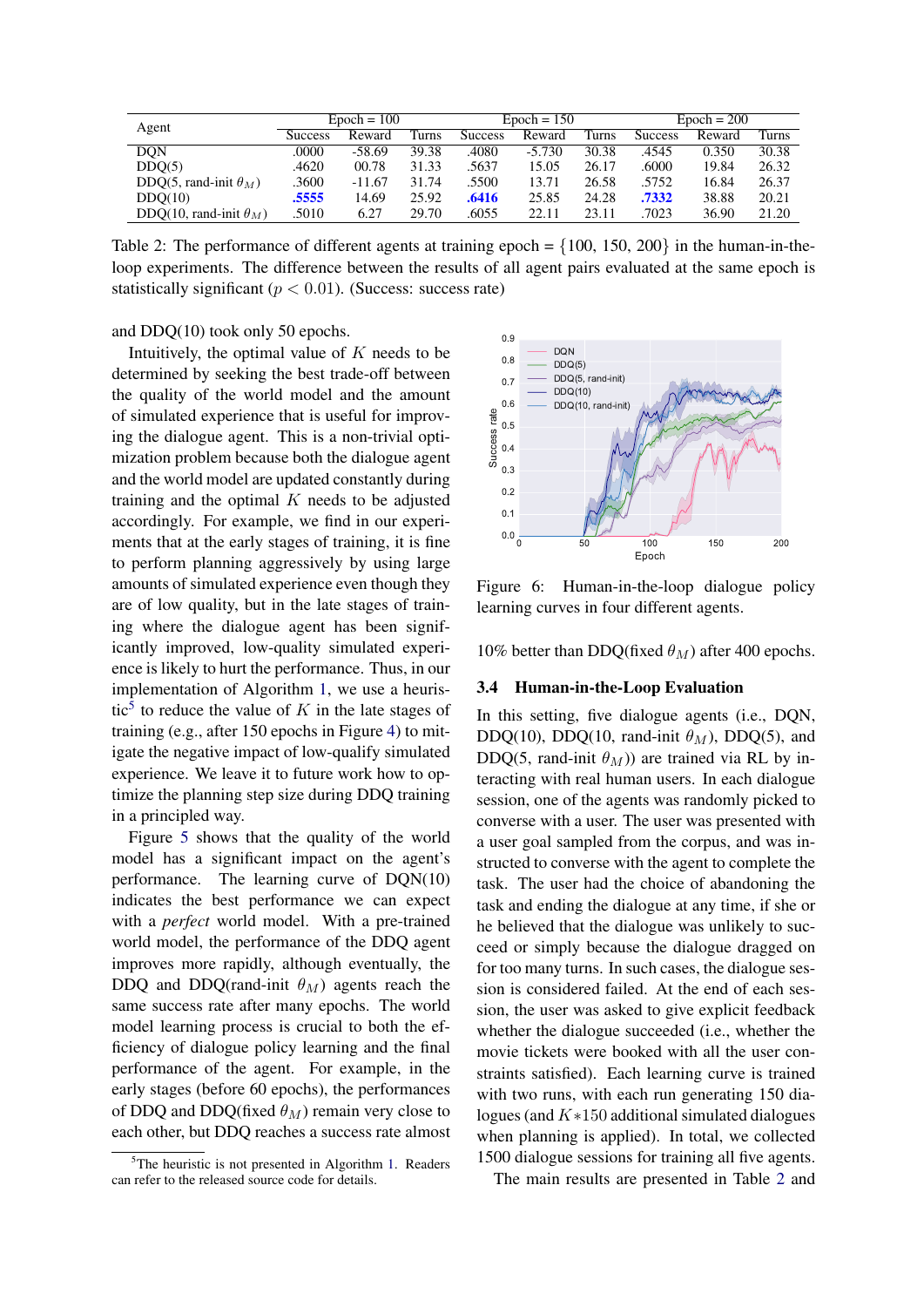| Agent | Epoch = 100 | | | Epoch = 150 | | | Epoch = 200 | | |
|---|---|---|---|---|---|---|---|---|---|
| | Success | Reward | Turns | Success | Reward | Turns | Success | Reward | Turns |
| DQN | .0000 | -58.69 | 39.38 | .4080 | -5.730 | 30.38 | .4545 | 0.350 | 30.38 |
| DDQ(5) | .4620 | 00.78 | 31.33 | .5637 | 15.05 | 26.17 | .6000 | 19.84 | 26.32 |
| DDQ(5, rand-init $\theta_M$) | .3600 | -11.67 | 31.74 | .5500 | 13.71 | 26.58 | .5752 | 16.84 | 26.37 |
| DDQ(10) | **.5555** | 14.69 | 25.92 | **.6416** | 25.85 | 24.28 | **.7332** | 38.88 | 20.21 |
| DDQ(10, rand-init $\theta_M$) | .5010 | 6.27 | 29.70 | .6055 | 22.11 | 23.11 | .7023 | 36.90 | 21.20 |

Table 2: The performance of different agents at training epoch = $\{100, 150, 200\}$ in the human-in-the-loop experiments. The difference between the results of all agent pairs evaluated at the same epoch is statistically significant ($p < 0.01$). (Success: success rate)

and DDQ(10) took only 50 epochs.

Intuitively, the optimal value of $K$ needs to be determined by seeking the best trade-off between the quality of the world model and the amount of simulated experience that is useful for improving the dialogue agent. This is a non-trivial optimization problem because both the dialogue agent and the world model are updated constantly during training and the optimal $K$ needs to be adjusted accordingly. For example, we find in our experiments that at the early stages of training, it is fine to perform planning aggressively by using large amounts of simulated experience even though they are of low quality, but in the late stages of training where the dialogue agent has been significantly improved, low-quality simulated experience is likely to hurt the performance. Thus, in our implementation of Algorithm 1, we use a heuristic[5] to reduce the value of $K$ in the late stages of training (e.g., after 150 epochs in Figure 4) to mitigate the negative impact of low-qualify simulated experience. We leave it to future work how to optimize the planning step size during DDQ training in a principled way.

Figure 5 shows that the quality of the world model has a significant impact on the agent's performance. The learning curve of DQN(10) indicates the best performance we can expect with a *perfect* world model. With a pre-trained world model, the performance of the DDQ agent improves more rapidly, although eventually, the DDQ and DDQ(rand-init $\theta_M$) agents reach the same success rate after many epochs. The world model learning process is crucial to both the efficiency of dialogue policy learning and the final performance of the agent. For example, in the early stages (before 60 epochs), the performances of DDQ and DDQ(fixed $\theta_M$) remain very close to each other, but DDQ reaches a success rate almost 10% better than DDQ(fixed $\theta_M$) after 400 epochs.

[5]The heuristic is not presented in Algorithm 1. Readers can refer to the released source code for details.

Figure 6: Human-in-the-loop dialogue policy learning curves in four different agents.

### 3.4 Human-in-the-Loop Evaluation

In this setting, five dialogue agents (i.e., DQN, DDQ(10), DDQ(10, rand-init $\theta_M$), DDQ(5), and DDQ(5, rand-init $\theta_M$)) are trained via RL by interacting with real human users. In each dialogue session, one of the agents was randomly picked to converse with a user. The user was presented with a user goal sampled from the corpus, and was instructed to converse with the agent to complete the task. The user had the choice of abandoning the task and ending the dialogue at any time, if she or he believed that the dialogue was unlikely to succeed or simply because the dialogue dragged on for too many turns. In such cases, the dialogue session is considered failed. At the end of each session, the user was asked to give explicit feedback whether the dialogue succeeded (i.e., whether the movie tickets were booked with all the user constraints satisfied). Each learning curve is trained with two runs, with each run generating 150 dialogues (and $K*150$ additional simulated dialogues when planning is applied). In total, we collected 1500 dialogue sessions for training all five agents.

The main results are presented in Table 2 and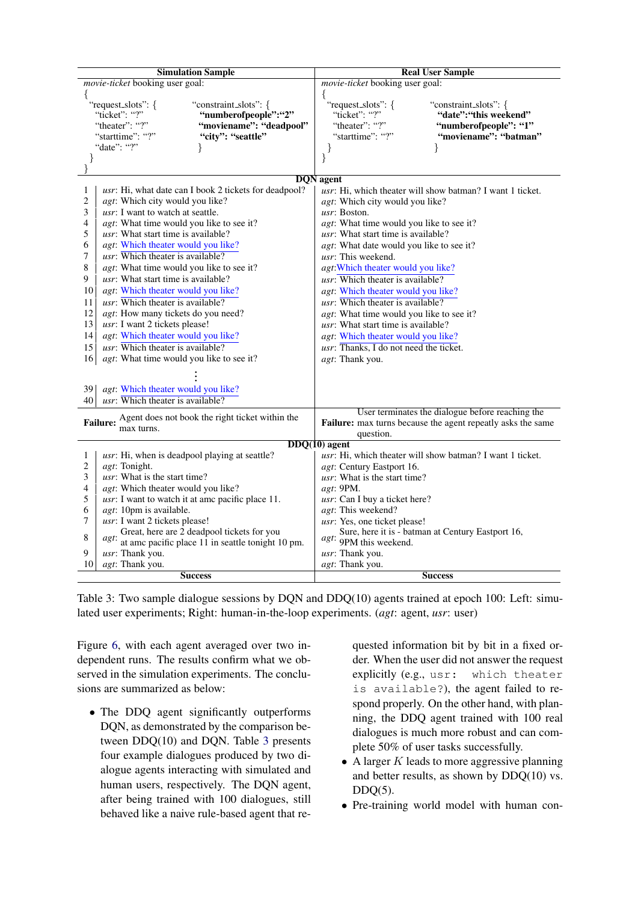| Simulation Sample | Real User Sample |
|---|---|
| *movie-ticket* booking user goal: | *movie-ticket* booking user goal: |
| { "request_slots": { "ticket": "?" "theater": "?" "starttime": "?" "date": "?" } "constraint_slots": { **"numberofpeople":"2"** **"moviename": "deadpool"** **"city": "seattle"** } } | { "request_slots": { "ticket": "?" "theater": "?" "starttime": "?" } "constraint_slots": { **"date":"this weekend"** **"numberofpeople": "1"** **"moviename": "batman"** } } |
| **DQN agent** | |
| 1 *usr*: Hi, what date can I book 2 tickets for deadpool? | *usr*: Hi, which theater will show batman? I want 1 ticket. |
| 2 *agt*: Which city would you like? | *agt*: Which city would you like? |
| 3 *usr*: I want to watch at seattle. | *usr*: Boston. |
| 4 *agt*: What time would you like to see it? | *agt*: What time would you like to see it? |
| 5 *usr*: What start time is available? | *usr*: What start time is available? |
| 6 *agt*: Which theater would you like? | *agt*: What date would you like to see it? |
| 7 *usr*: Which theater is available? | *usr*: This weekend. |
| 8 *agt*: What time would you like to see it? | *agt*:Which theater would you like? |
| 9 *usr*: What start time is available? | *usr*: Which theater is available? |
| 10 *agt*: Which theater would you like? | *agt*: Which theater would you like? |
| 11 *usr*: Which theater is available? | *usr*: Which theater is available? |
| 12 *agt*: How many tickets do you need? | *agt*: What time would you like to see it? |
| 13 *usr*: I want 2 tickets please! | *usr*: What start time is available? |
| 14 *agt*: Which theater would you like? | *agt*: Which theater would you like? |
| 15 *usr*: Which theater is available? | *usr*: Thanks, I do not need the ticket. |
| 16 *agt*: What time would you like to see it? | *agt*: Thank you. |
| ⋮ | |
| 39 *agt*: Which theater would you like? | |
| 40 *usr*: Which theater is available? | |
| **Failure:** Agent does not book the right ticket within the max turns. | **Failure:** User terminates the dialogue before reaching the max turns because the agent repeatly asks the same question. |
| **DDQ(10) agent** | |
| 1 *usr*: Hi, when is deadpool playing at seattle? | *usr*: Hi, which theater will show batman? I want 1 ticket. |
| 2 *agt*: Tonight. | *agt*: Century Eastport 16. |
| 3 *usr*: What is the start time? | *usr*: What is the start time? |
| 4 *agt*: Which theater would you like? | *agt*: 9PM. |
| 5 *usr*: I want to watch it at amc pacific place 11. | *usr*: Can I buy a ticket here? |
| 6 *agt*: 10pm is available. | *agt*: This weekend? |
| 7 *usr*: I want 2 tickets please! | *usr*: Yes, one ticket please! |
| 8 *agt*: Great, here are 2 deadpool tickets for you at amc pacific place 11 in seattle tonight 10 pm. | *agt*: Sure, here it is - batman at Century Eastport 16, 9PM this weekend. |
| 9 *usr*: Thank you. | *usr*: Thank you. |
| 10 *agt*: Thank you. | *agt*: Thank you. |
| **Success** | **Success** |

Table 3: Two sample dialogue sessions by DQN and DDQ(10) agents trained at epoch 100: Left: simulated user experiments; Right: human-in-the-loop experiments. (*agt*: agent, *usr*: user)

Figure 6, with each agent averaged over two independent runs. The results confirm what we observed in the simulation experiments. The conclusions are summarized as below:

- The DDQ agent significantly outperforms DQN, as demonstrated by the comparison between DDQ(10) and DQN. Table 3 presents four example dialogues produced by two dialogue agents interacting with simulated and human users, respectively. The DQN agent, after being trained with 100 dialogues, still behaved like a naive rule-based agent that requested information bit by bit in a fixed order. When the user did not answer the request explicitly (e.g., `usr: which theater is available?`), the agent failed to respond properly. On the other hand, with planning, the DDQ agent trained with 100 real dialogues is much more robust and can complete 50% of user tasks successfully.
- A larger $K$ leads to more aggressive planning and better results, as shown by DDQ(10) vs. DDQ(5).
- Pre-training world model with human con-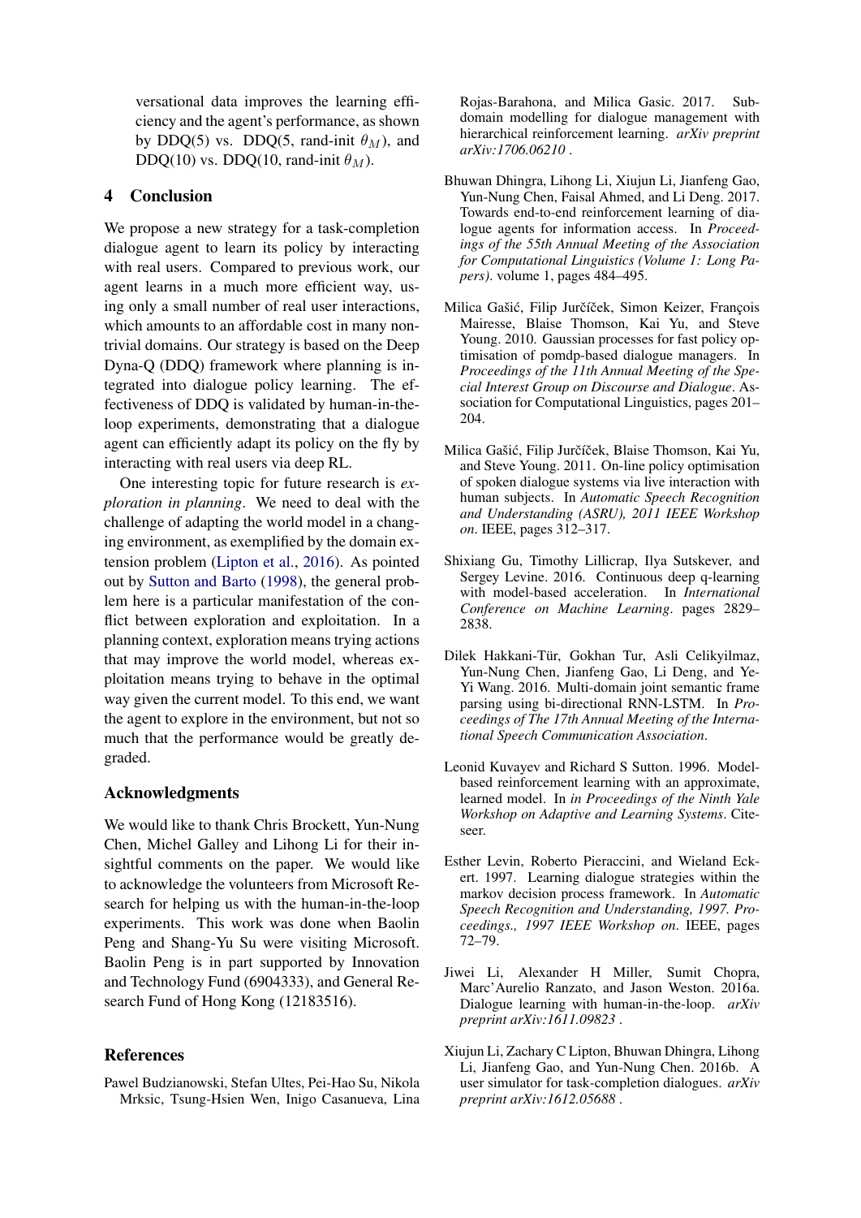versational data improves the learning efficiency and the agent's performance, as shown by DDQ(5) vs. DDQ(5, rand-init $\theta_M$), and DDQ(10) vs. DDQ(10, rand-init $\theta_M$).

## 4 Conclusion

We propose a new strategy for a task-completion dialogue agent to learn its policy by interacting with real users. Compared to previous work, our agent learns in a much more efficient way, using only a small number of real user interactions, which amounts to an affordable cost in many nontrivial domains. Our strategy is based on the Deep Dyna-Q (DDQ) framework where planning is integrated into dialogue policy learning. The effectiveness of DDQ is validated by human-in-the-loop experiments, demonstrating that a dialogue agent can efficiently adapt its policy on the fly by interacting with real users via deep RL.

One interesting topic for future research is *exploration in planning*. We need to deal with the challenge of adapting the world model in a changing environment, as exemplified by the domain extension problem (Lipton et al., 2016). As pointed out by Sutton and Barto (1998), the general problem here is a particular manifestation of the conflict between exploration and exploitation. In a planning context, exploration means trying actions that may improve the world model, whereas exploitation means trying to behave in the optimal way given the current model. To this end, we want the agent to explore in the environment, but not so much that the performance would be greatly degraded.

## Acknowledgments

We would like to thank Chris Brockett, Yun-Nung Chen, Michel Galley and Lihong Li for their insightful comments on the paper. We would like to acknowledge the volunteers from Microsoft Research for helping us with the human-in-the-loop experiments. This work was done when Baolin Peng and Shang-Yu Su were visiting Microsoft. Baolin Peng is in part supported by Innovation and Technology Fund (6904333), and General Research Fund of Hong Kong (12183516).

## References

Pawel Budzianowski, Stefan Ultes, Pei-Hao Su, Nikola Mrksic, Tsung-Hsien Wen, Inigo Casanueva, Lina Rojas-Barahona, and Milica Gasic. 2017. Subdomain modelling for dialogue management with hierarchical reinforcement learning. *arXiv preprint arXiv:1706.06210* .

Bhuwan Dhingra, Lihong Li, Xiujun Li, Jianfeng Gao, Yun-Nung Chen, Faisal Ahmed, and Li Deng. 2017. Towards end-to-end reinforcement learning of dialogue agents for information access. In *Proceedings of the 55th Annual Meeting of the Association for Computational Linguistics (Volume 1: Long Papers)*. volume 1, pages 484–495.

Milica Gašić, Filip Jurčíček, Simon Keizer, François Mairesse, Blaise Thomson, Kai Yu, and Steve Young. 2010. Gaussian processes for fast policy optimisation of pomdp-based dialogue managers. In *Proceedings of the 11th Annual Meeting of the Special Interest Group on Discourse and Dialogue*. Association for Computational Linguistics, pages 201–204.

Milica Gašić, Filip Jurčíček, Blaise Thomson, Kai Yu, and Steve Young. 2011. On-line policy optimisation of spoken dialogue systems via live interaction with human subjects. In *Automatic Speech Recognition and Understanding (ASRU), 2011 IEEE Workshop on*. IEEE, pages 312–317.

Shixiang Gu, Timothy Lillicrap, Ilya Sutskever, and Sergey Levine. 2016. Continuous deep q-learning with model-based acceleration. In *International Conference on Machine Learning*. pages 2829–2838.

Dilek Hakkani-Tür, Gokhan Tur, Asli Celikyilmaz, Yun-Nung Chen, Jianfeng Gao, Li Deng, and Ye-Yi Wang. 2016. Multi-domain joint semantic frame parsing using bi-directional RNN-LSTM. In *Proceedings of The 17th Annual Meeting of the International Speech Communication Association*.

Leonid Kuvayev and Richard S Sutton. 1996. Model-based reinforcement learning with an approximate, learned model. In *in Proceedings of the Ninth Yale Workshop on Adaptive and Learning Systems*. Citeseer.

Esther Levin, Roberto Pieraccini, and Wieland Eckert. 1997. Learning dialogue strategies within the markov decision process framework. In *Automatic Speech Recognition and Understanding, 1997. Proceedings., 1997 IEEE Workshop on*. IEEE, pages 72–79.

Jiwei Li, Alexander H Miller, Sumit Chopra, Marc'Aurelio Ranzato, and Jason Weston. 2016a. Dialogue learning with human-in-the-loop. *arXiv preprint arXiv:1611.09823* .

Xiujun Li, Zachary C Lipton, Bhuwan Dhingra, Lihong Li, Jianfeng Gao, and Yun-Nung Chen. 2016b. A user simulator for task-completion dialogues. *arXiv preprint arXiv:1612.05688* .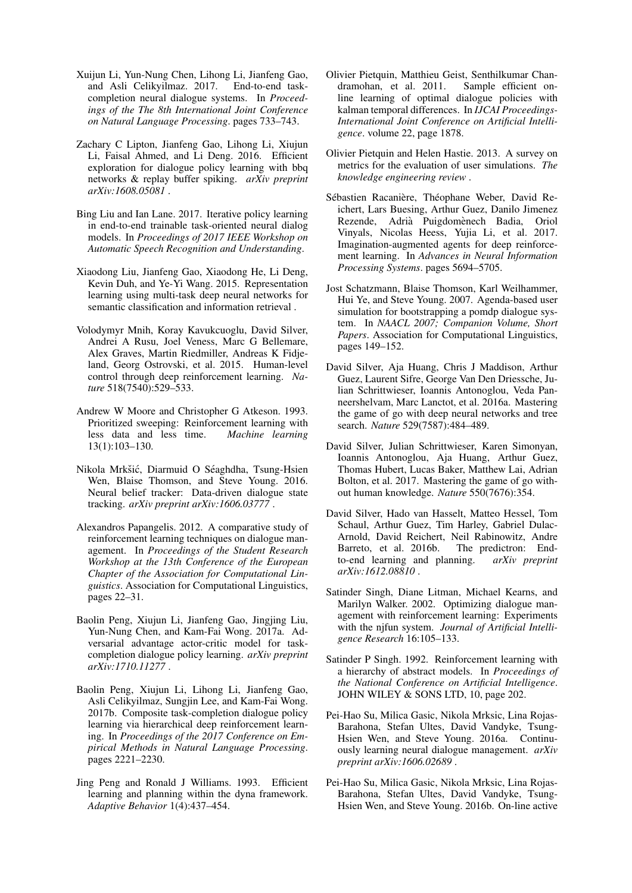Xuijun Li, Yun-Nung Chen, Lihong Li, Jianfeng Gao, and Asli Celikyilmaz. 2017. End-to-end task-completion neural dialogue systems. In *Proceedings of the The 8th International Joint Conference on Natural Language Processing*. pages 733–743.

Zachary C Lipton, Jianfeng Gao, Lihong Li, Xiujun Li, Faisal Ahmed, and Li Deng. 2016. Efficient exploration for dialogue policy learning with bbq networks & replay buffer spiking. *arXiv preprint arXiv:1608.05081* .

Bing Liu and Ian Lane. 2017. Iterative policy learning in end-to-end trainable task-oriented neural dialog models. In *Proceedings of 2017 IEEE Workshop on Automatic Speech Recognition and Understanding*.

Xiaodong Liu, Jianfeng Gao, Xiaodong He, Li Deng, Kevin Duh, and Ye-Yi Wang. 2015. Representation learning using multi-task deep neural networks for semantic classification and information retrieval .

Volodymyr Mnih, Koray Kavukcuoglu, David Silver, Andrei A Rusu, Joel Veness, Marc G Bellemare, Alex Graves, Martin Riedmiller, Andreas K Fidjeland, Georg Ostrovski, et al. 2015. Human-level control through deep reinforcement learning. *Nature* 518(7540):529–533.

Andrew W Moore and Christopher G Atkeson. 1993. Prioritized sweeping: Reinforcement learning with less data and less time. *Machine learning* 13(1):103–130.

Nikola Mrkšić, Diarmuid O Séaghdha, Tsung-Hsien Wen, Blaise Thomson, and Steve Young. 2016. Neural belief tracker: Data-driven dialogue state tracking. *arXiv preprint arXiv:1606.03777* .

Alexandros Papangelis. 2012. A comparative study of reinforcement learning techniques on dialogue management. In *Proceedings of the Student Research Workshop at the 13th Conference of the European Chapter of the Association for Computational Linguistics*. Association for Computational Linguistics, pages 22–31.

Baolin Peng, Xiujun Li, Jianfeng Gao, Jingjing Liu, Yun-Nung Chen, and Kam-Fai Wong. 2017a. Adversarial advantage actor-critic model for task-completion dialogue policy learning. *arXiv preprint arXiv:1710.11277* .

Baolin Peng, Xiujun Li, Lihong Li, Jianfeng Gao, Asli Celikyilmaz, Sungjin Lee, and Kam-Fai Wong. 2017b. Composite task-completion dialogue policy learning via hierarchical deep reinforcement learning. In *Proceedings of the 2017 Conference on Empirical Methods in Natural Language Processing*. pages 2221–2230.

Jing Peng and Ronald J Williams. 1993. Efficient learning and planning within the dyna framework. *Adaptive Behavior* 1(4):437–454.

Olivier Pietquin, Matthieu Geist, Senthilkumar Chandramohan, et al. 2011. Sample efficient online learning of optimal dialogue policies with kalman temporal differences. In *IJCAI Proceedings-International Joint Conference on Artificial Intelligence*. volume 22, page 1878.

Olivier Pietquin and Helen Hastie. 2013. A survey on metrics for the evaluation of user simulations. *The knowledge engineering review* .

Sébastien Racanière, Théophane Weber, David Reichert, Lars Buesing, Arthur Guez, Danilo Jimenez Rezende, Adrià Puigdomènech Badia, Oriol Vinyals, Nicolas Heess, Yujia Li, et al. 2017. Imagination-augmented agents for deep reinforcement learning. In *Advances in Neural Information Processing Systems*. pages 5694–5705.

Jost Schatzmann, Blaise Thomson, Karl Weilhammer, Hui Ye, and Steve Young. 2007. Agenda-based user simulation for bootstrapping a pomdp dialogue system. In *NAACL 2007; Companion Volume, Short Papers*. Association for Computational Linguistics, pages 149–152.

David Silver, Aja Huang, Chris J Maddison, Arthur Guez, Laurent Sifre, George Van Den Driessche, Julian Schrittwieser, Ioannis Antonoglou, Veda Panneershelvam, Marc Lanctot, et al. 2016a. Mastering the game of go with deep neural networks and tree search. *Nature* 529(7587):484–489.

David Silver, Julian Schrittwieser, Karen Simonyan, Ioannis Antonoglou, Aja Huang, Arthur Guez, Thomas Hubert, Lucas Baker, Matthew Lai, Adrian Bolton, et al. 2017. Mastering the game of go without human knowledge. *Nature* 550(7676):354.

David Silver, Hado van Hasselt, Matteo Hessel, Tom Schaul, Arthur Guez, Tim Harley, Gabriel Dulac-Arnold, David Reichert, Neil Rabinowitz, Andre Barreto, et al. 2016b. The predictron: End-to-end learning and planning. *arXiv preprint arXiv:1612.08810* .

Satinder Singh, Diane Litman, Michael Kearns, and Marilyn Walker. 2002. Optimizing dialogue management with reinforcement learning: Experiments with the njfun system. *Journal of Artificial Intelligence Research* 16:105–133.

Satinder P Singh. 1992. Reinforcement learning with a hierarchy of abstract models. In *Proceedings of the National Conference on Artificial Intelligence*. JOHN WILEY & SONS LTD, 10, page 202.

Pei-Hao Su, Milica Gasic, Nikola Mrksic, Lina Rojas-Barahona, Stefan Ultes, David Vandyke, Tsung-Hsien Wen, and Steve Young. 2016a. Continuously learning neural dialogue management. *arXiv preprint arXiv:1606.02689* .

Pei-Hao Su, Milica Gasic, Nikola Mrksic, Lina Rojas-Barahona, Stefan Ultes, David Vandyke, Tsung-Hsien Wen, and Steve Young. 2016b. On-line active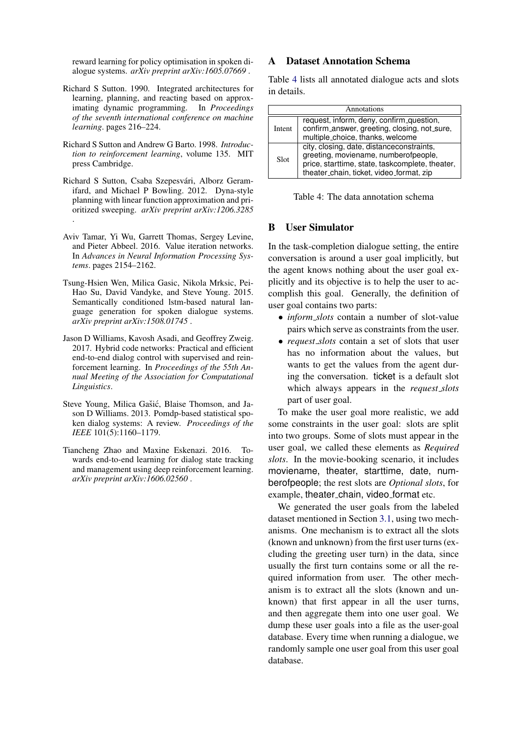reward learning for policy optimisation in spoken dialogue systems. *arXiv preprint arXiv:1605.07669* .

Richard S Sutton. 1990. Integrated architectures for learning, planning, and reacting based on approximating dynamic programming. In *Proceedings of the seventh international conference on machine learning*. pages 216–224.

Richard S Sutton and Andrew G Barto. 1998. *Introduction to reinforcement learning*, volume 135. MIT press Cambridge.

Richard S Sutton, Csaba Szepesvári, Alborz Geramifard, and Michael P Bowling. 2012. Dyna-style planning with linear function approximation and prioritized sweeping. *arXiv preprint arXiv:1206.3285* .

Aviv Tamar, Yi Wu, Garrett Thomas, Sergey Levine, and Pieter Abbeel. 2016. Value iteration networks. In *Advances in Neural Information Processing Systems*. pages 2154–2162.

Tsung-Hsien Wen, Milica Gasic, Nikola Mrksic, Pei-Hao Su, David Vandyke, and Steve Young. 2015. Semantically conditioned lstm-based natural language generation for spoken dialogue systems. *arXiv preprint arXiv:1508.01745* .

Jason D Williams, Kavosh Asadi, and Geoffrey Zweig. 2017. Hybrid code networks: Practical and efficient end-to-end dialog control with supervised and reinforcement learning. In *Proceedings of the 55th Annual Meeting of the Association for Computational Linguistics*.

Steve Young, Milica Gašić, Blaise Thomson, and Jason D Williams. 2013. Pomdp-based statistical spoken dialog systems: A review. *Proceedings of the IEEE* 101(5):1160–1179.

Tiancheng Zhao and Maxine Eskenazi. 2016. Towards end-to-end learning for dialog state tracking and management using deep reinforcement learning. *arXiv preprint arXiv:1606.02560* .

## A Dataset Annotation Schema

Table 4 lists all annotated dialogue acts and slots in details.

| Annotations | |
|---|---|
| Intent | request, inform, deny, confirm_question, confirm_answer, greeting, closing, not_sure, multiple_choice, thanks, welcome |
| Slot | city, closing, date, distanceconstraints, greeting, moviename, numberofpeople, price, starttime, state, taskcomplete, theater, theater_chain, ticket, video_format, zip |

Table 4: The data annotation schema

## B User Simulator

In the task-completion dialogue setting, the entire conversation is around a user goal implicitly, but the agent knows nothing about the user goal explicitly and its objective is to help the user to accomplish this goal. Generally, the definition of user goal contains two parts:

- *inform_slots* contain a number of slot-value pairs which serve as constraints from the user.
- *request_slots* contain a set of slots that user has no information about the values, but wants to get the values from the agent during the conversation. ticket is a default slot which always appears in the *request_slots* part of user goal.

To make the user goal more realistic, we add some constraints in the user goal: slots are split into two groups. Some of slots must appear in the user goal, we called these elements as *Required slots*. In the movie-booking scenario, it includes moviename, theater, starttime, date, numberofpeople; the rest slots are *Optional slots*, for example, theater_chain, video_format etc.

We generated the user goals from the labeled dataset mentioned in Section 3.1, using two mechanisms. One mechanism is to extract all the slots (known and unknown) from the first user turns (excluding the greeting user turn) in the data, since usually the first turn contains some or all the required information from user. The other mechanism is to extract all the slots (known and unknown) that first appear in all the user turns, and then aggregate them into one user goal. We dump these user goals into a file as the user-goal database. Every time when running a dialogue, we randomly sample one user goal from this user goal database.